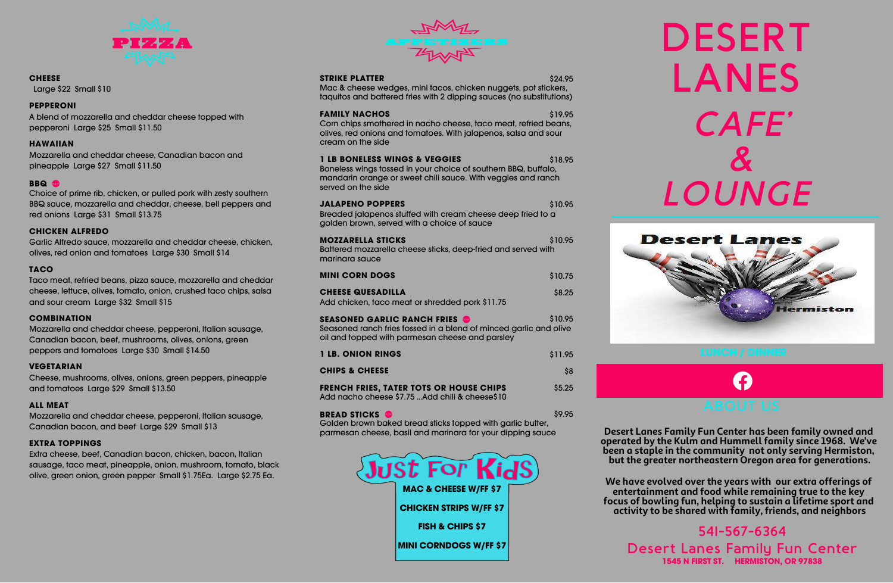# PIZZA

**CHEESE**
Large $22 Small $10

**PEPPERONI**
A blend of mozzarella and cheddar cheese topped with pepperoni Large $25 Small $11.50

**HAWAIIAN**
Mozzarella and cheddar cheese, Canadian bacon and pineapple Large $27 Small $11.50

**BBQ** NEW
Choice of prime rib, chicken, or pulled pork with zesty southern BBQ sauce, mozzarella and cheddar, cheese, bell peppers and red onions Large $31 Small $13.75

**CHICKEN ALFREDO**
Garlic Alfredo sauce, mozzarella and cheddar cheese, chicken, olives, red onion and tomatoes Large $30 Small $14

**TACO**
Taco meat, refried beans, pizza sauce, mozzarella and cheddar cheese, lettuce, olives, tomato, onion, crushed taco chips, salsa and sour cream Large $32 Small $15

**COMBINATION**
Mozzarella and cheddar cheese, pepperoni, Italian sausage, Canadian bacon, beef, mushrooms, olives, onions, green peppers and tomatoes Large $30 Small $14.50

**VEGETARIAN**
Cheese, mushrooms, olives, onions, green peppers, pineapple and tomatoes Large $29 Small $13.50

**ALL MEAT**
Mozzarella and cheddar cheese, pepperoni, Italian sausage, Canadian bacon, and beef Large $29 Small $13

**EXTRA TOPPINGS**
Extra cheese, beef, Canadian bacon, chicken, bacon, Italian sausage, taco meat, pineapple, onion, mushroom, tomato, black olive, green onion, green pepper Small $1.75Ea. Large $2.75 Ea.

# APPETIZERS

**STRIKE PLATTER** $24.95
Mac & cheese wedges, mini tacos, chicken nuggets, pot stickers, taquitos and battered fries with 2 dipping sauces (no substitutions)

**FAMILY NACHOS** $19.95
Corn chips smothered in nacho cheese, taco meat, refried beans, olives, red onions and tomatoes. With jalapenos, salsa and sour cream on the side

**1 LB BONELESS WINGS & VEGGIES** $18.95
Boneless wings tossed in your choice of southern BBQ, buffalo, mandarin orange or sweet chili sauce. With veggies and ranch served on the side

**JALAPENO POPPERS** $10.95
Breaded jalapenos stuffed with cream cheese deep fried to a golden brown, served with a choice of sauce

**MOZZARELLA STICKS** $10.95
Battered mozzarella cheese sticks, deep-fried and served with marinara sauce

**MINI CORN DOGS** $10.75

**CHEESE QUESADILLA** $8.25
Add chicken, taco meat or shredded pork $11.75

**SEASONED GARLIC RANCH FRIES** NEW $10.95
Seasoned ranch fries tossed in a blend of minced garlic and olive oil and topped with parmesan cheese and parsley

**1 LB. ONION RINGS** $11.95

**CHIPS & CHEESE** $8

**FRENCH FRIES, TATER TOTS OR HOUSE CHIPS** $5.25
Add nacho cheese $7.75 ...Add chili & cheese$10

**BREAD STICKS** NEW $9.95
Golden brown baked bread sticks topped with garlic butter, parmesan cheese, basil and marinara for your dipping sauce

## Just For Kids

**MAC & CHEESE W/FF $7**

**CHICKEN STRIPS W/FF $7**

**FISH & CHIPS $7**

**MINI CORNDOGS W/FF $7**

# DESERT LANES *CAFE' & LOUNGE*

Desert Lanes Hermiston

LUNCH / DINNER

## ABOUT US

**Desert Lanes Family Fun Center has been family owned and operated by the Kulm and Hummell family since 1968. We've been a staple in the community not only serving Hermiston, but the greater northeastern Oregon area for generations.**

**We have evolved over the years with our extra offerings of entertainment and food while remaining true to the key focus of bowling fun, helping to sustain a lifetime sport and activity to be shared with family, friends, and neighbors**

541-567-6364
Desert Lanes Family Fun Center
**1545 N FIRST ST. HERMISTON, OR 97838**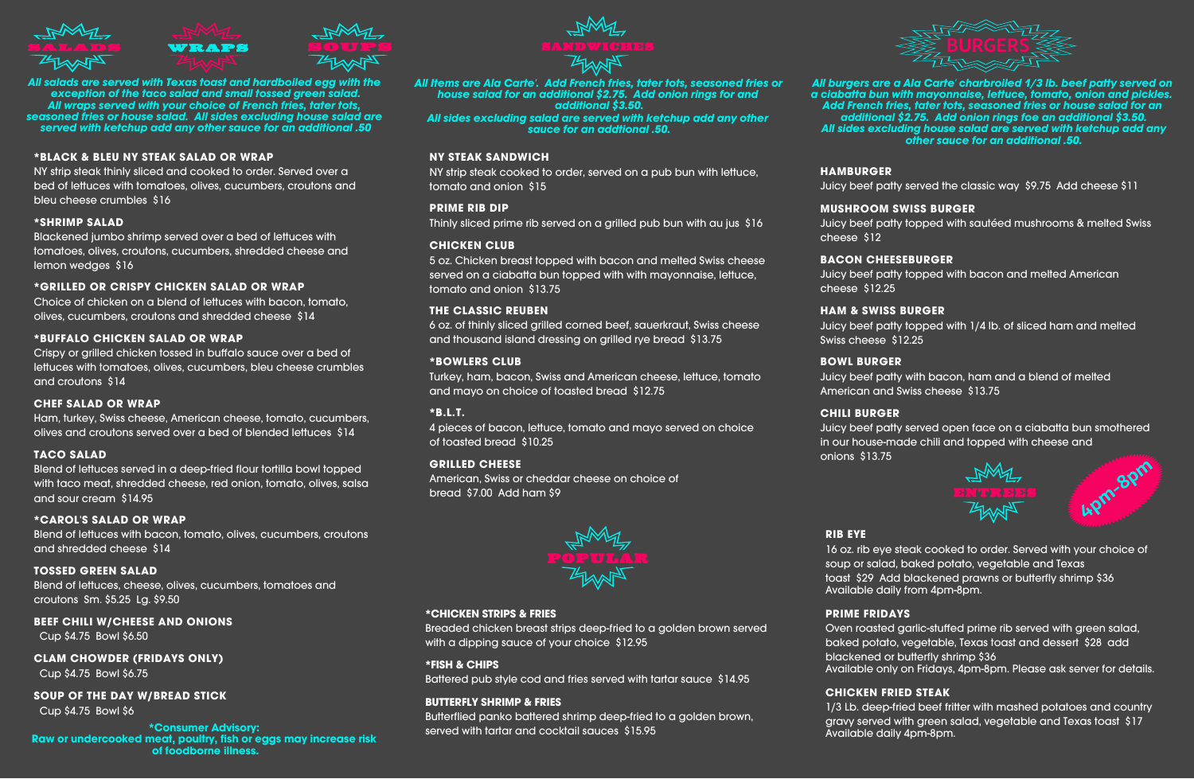# SALADS · WRAPS · SOUPS

*All salads are served with Texas toast and hardboiled egg with the exception of the taco salad and small tossed green salad. All wraps served with your choice of French fries, tater tots, seasoned fries or house salad. All sides excluding house salad are served with ketchup add any other sauce for an additional .50*

### *BLACK & BLEU NY STEAK SALAD OR WRAP
NY strip steak thinly sliced and cooked to order. Served over a bed of lettuces with tomatoes, olives, cucumbers, croutons and bleu cheese crumbles $16

### *SHRIMP SALAD
Blackened jumbo shrimp served over a bed of lettuces with tomatoes, olives, croutons, cucumbers, shredded cheese and lemon wedges $16

### *GRILLED OR CRISPY CHICKEN SALAD OR WRAP
Choice of chicken on a blend of lettuces with bacon, tomato, olives, cucumbers, croutons and shredded cheese $14

### *BUFFALO CHICKEN SALAD OR WRAP
Crispy or grilled chicken tossed in buffalo sauce over a bed of lettuces with tomatoes, olives, cucumbers, bleu cheese crumbles and croutons $14

### CHEF SALAD OR WRAP
Ham, turkey, Swiss cheese, American cheese, tomato, cucumbers, olives and croutons served over a bed of blended lettuces $14

### TACO SALAD
Blend of lettuces served in a deep-fried flour tortilla bowl topped with taco meat, shredded cheese, red onion, tomato, olives, salsa and sour cream $14.95

### *CAROL'S SALAD OR WRAP
Blend of lettuces with bacon, tomato, olives, cucumbers, croutons and shredded cheese $14

### TOSSED GREEN SALAD
Blend of lettuces, cheese, olives, cucumbers, tomatoes and croutons Sm. $5.25 Lg. $9.50

### BEEF CHILI W/CHEESE AND ONIONS
Cup $4.75 Bowl $6.50

### CLAM CHOWDER (FRIDAYS ONLY)
Cup $4.75 Bowl $6.75

### SOUP OF THE DAY W/BREAD STICK
Cup $4.75 Bowl $6

**\*Consumer Advisory:**
**Raw or undercooked meat, poultry, fish or eggs may increase risk of foodborne illness.**

# SANDWICHES

*All Items are Ala Carte'. Add French fries, tater tots, seasoned fries or house salad for an additional $2.75. Add onion rings for and additional $3.50.*
*All sides excluding salad are served with ketchup add any other sauce for an addtional .50.*

### NY STEAK SANDWICH
NY strip steak cooked to order, served on a pub bun with lettuce, tomato and onion $15

### PRIME RIB DIP
Thinly sliced prime rib served on a grilled pub bun with au jus $16

### CHICKEN CLUB
5 oz. Chicken breast topped with bacon and melted Swiss cheese served on a ciabatta bun topped with with mayonnaise, lettuce, tomato and onion $13.75

### THE CLASSIC REUBEN
6 oz. of thinly sliced grilled corned beef, sauerkraut, Swiss cheese and thousand island dressing on grilled rye bread $13.75

### *BOWLERS CLUB
Turkey, ham, bacon, Swiss and American cheese, lettuce, tomato and mayo on choice of toasted bread $12.75

### *B.L.T.
4 pieces of bacon, lettuce, tomato and mayo served on choice of toasted bread $10.25

### GRILLED CHEESE
American, Swiss or cheddar cheese on choice of bread $7.00 Add ham $9

# POPULAR

### *CHICKEN STRIPS & FRIES
Breaded chicken breast strips deep-fried to a golden brown served with a dipping sauce of your choice $12.95

### *FISH & CHIPS
Battered pub style cod and fries served with tartar sauce $14.95

### BUTTERFLY SHRIMP & FRIES
Butterflied panko battered shrimp deep-fried to a golden brown, served with tartar and cocktail sauces $15.95

# BURGERS

*All burgers are a Ala Carte' charbroiled 1/3 lb. beef patty served on a ciabatta bun with mayonnaise, lettuce, tomato, onion and pickles. Add French fries, tater tots, seasoned fries or house salad for an additional $2.75. Add onion rings foe an additional $3.50. All sides excluding house salad are served with ketchup add any other sauce for an additional .50.*

### HAMBURGER
Juicy beef patty served the classic way $9.75 Add cheese $11

### MUSHROOM SWISS BURGER
Juicy beef patty topped with sautéed mushrooms & melted Swiss cheese $12

### BACON CHEESEBURGER
Juicy beef patty topped with bacon and melted American cheese $12.25

### HAM & SWISS BURGER
Juicy beef patty topped with 1/4 lb. of sliced ham and melted Swiss cheese $12.25

### BOWL BURGER
Juicy beef patty with bacon, ham and a blend of melted American and Swiss cheese $13.75

### CHILI BURGER
Juicy beef patty served open face on a ciabatta bun smothered in our house-made chili and topped with cheese and onions $13.75

# ENTREES

**4pm-8pm**

### RIB EYE
16 oz. rib eye steak cooked to order. Served with your choice of soup or salad, baked potato, vegetable and Texas toast $29 Add blackened prawns or butterfly shrimp $36
Available daily from 4pm-8pm.

### PRIME FRIDAYS
Oven roasted garlic-stuffed prime rib served with green salad, baked potato, vegetable, Texas toast and dessert $28 add blackened or butterfly shrimp $36
Available only on Fridays, 4pm-8pm. Please ask server for details.

### CHICKEN FRIED STEAK
1/3 Lb. deep-fried beef fritter with mashed potatoes and country gravy served with green salad, vegetable and Texas toast $17
Available daily 4pm-8pm.